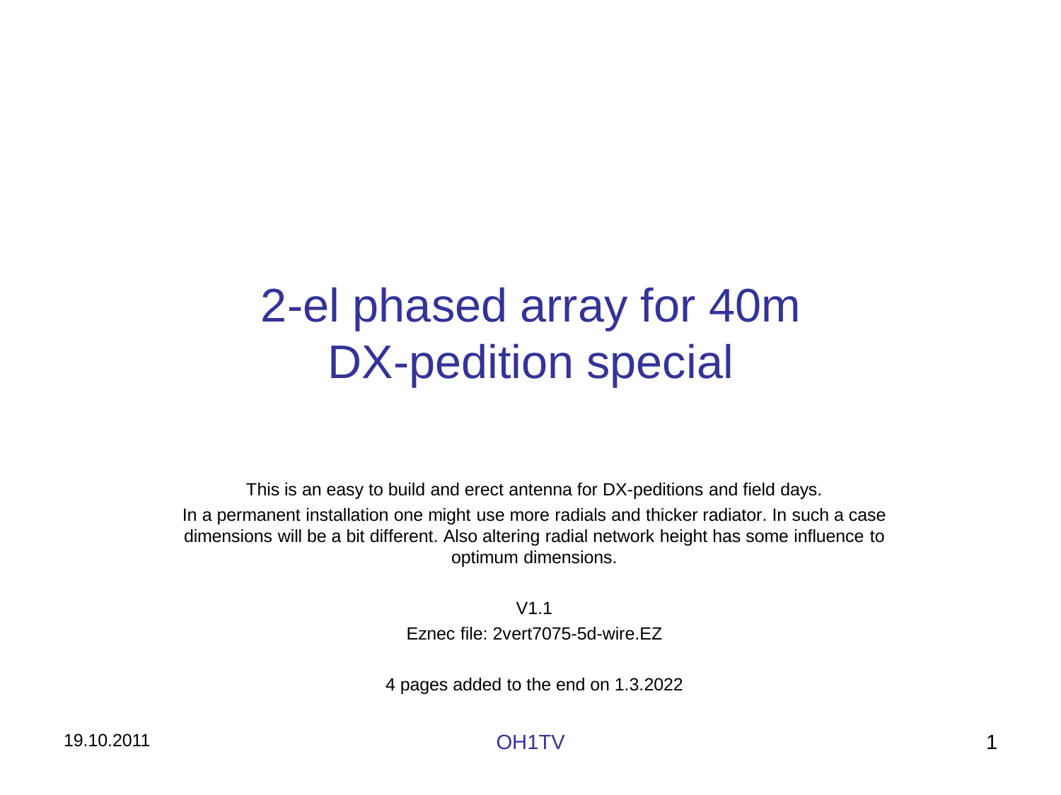# 2-el phased array for 40m
# DX-pedition special

This is an easy to build and erect antenna for DX-peditions and field days.

In a permanent installation one might use more radials and thicker radiator. In such a case dimensions will be a bit different. Also altering radial network height has some influence to optimum dimensions.

V1.1

Eznec file: 2vert7075-5d-wire.EZ

4 pages added to the end on 1.3.2022

19.10.2011

OH1TV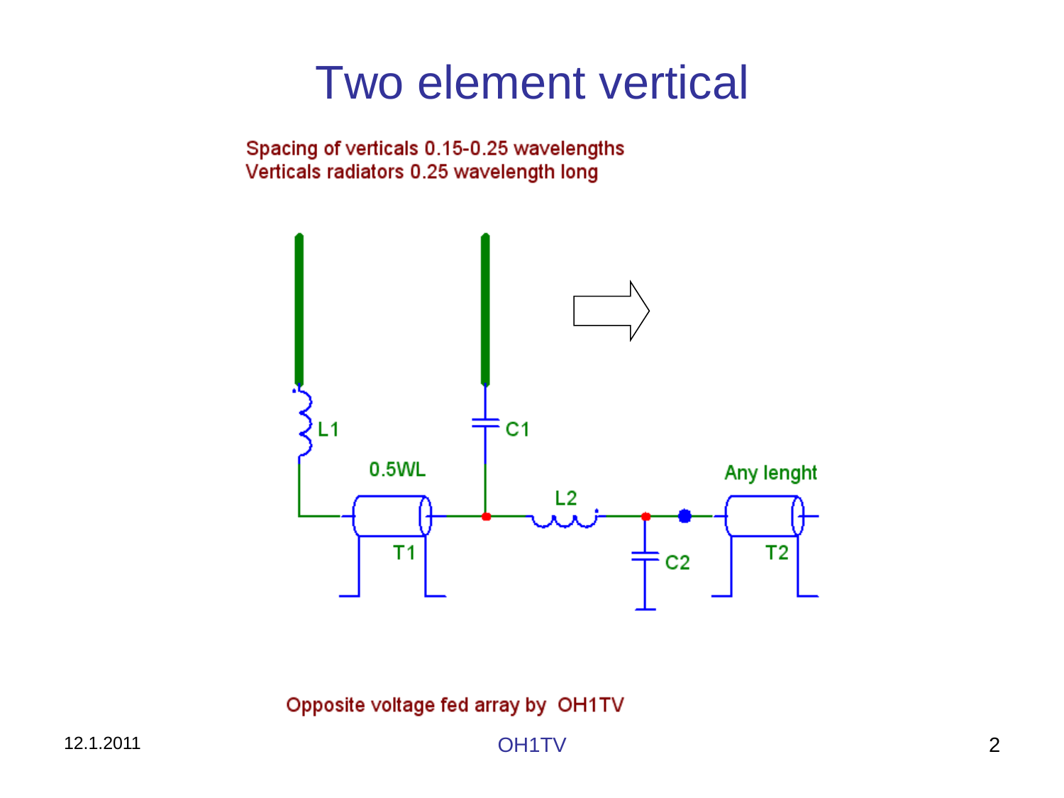# Two element vertical

Spacing of verticals 0.15-0.25 wavelengths
Verticals radiators 0.25 wavelength long

L1

C1

0.5WL

L2

Any lenght

T1

C2

T2

Opposite voltage fed array by OH1TV

12.1.2011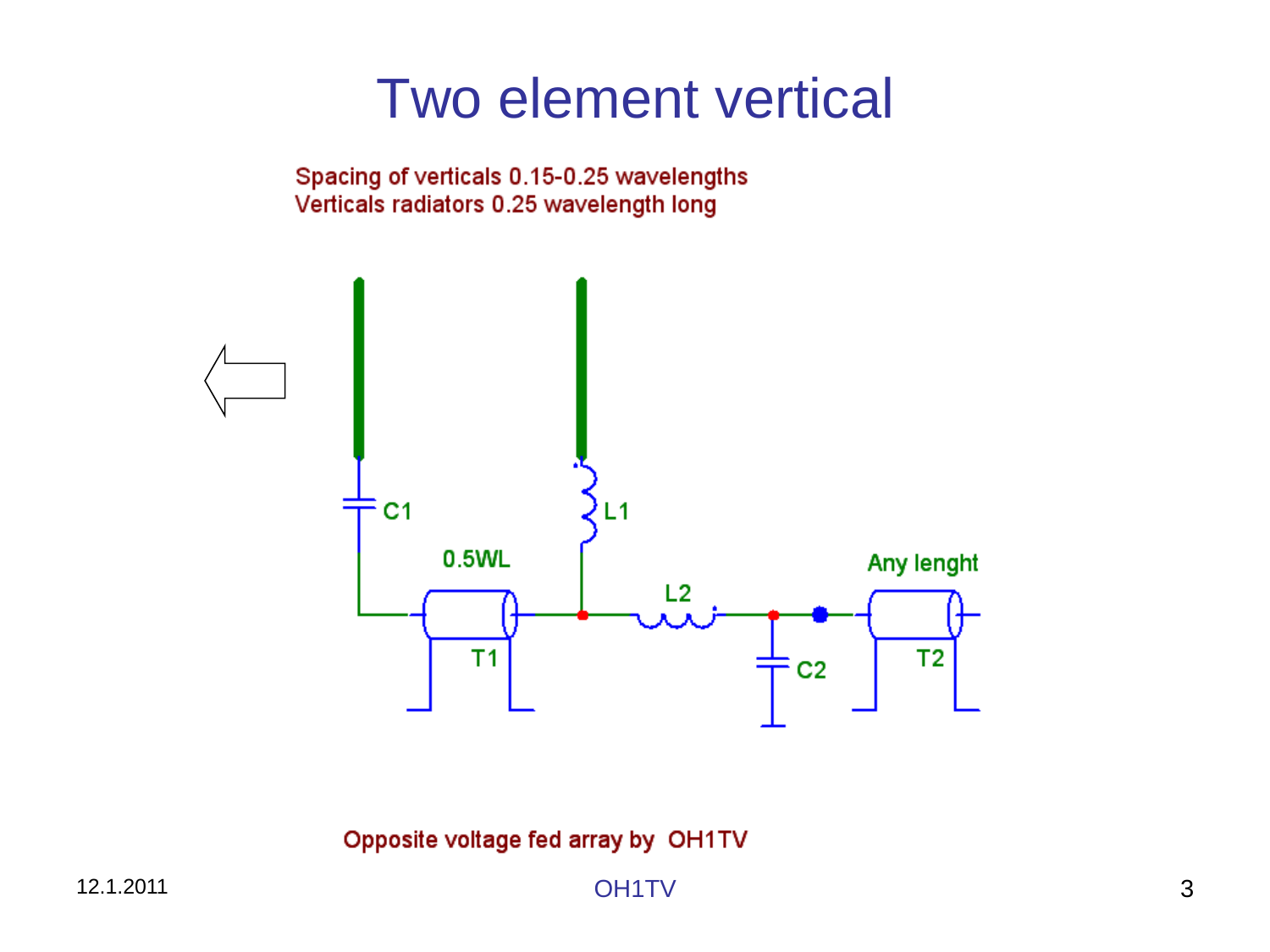# Two element vertical

Spacing of verticals 0.15-0.25 wavelengths
Verticals radiators 0.25 wavelength long

C1

L1

0.5WL

L2

Any lenght

T1

C2

T2

Opposite voltage fed array by OH1TV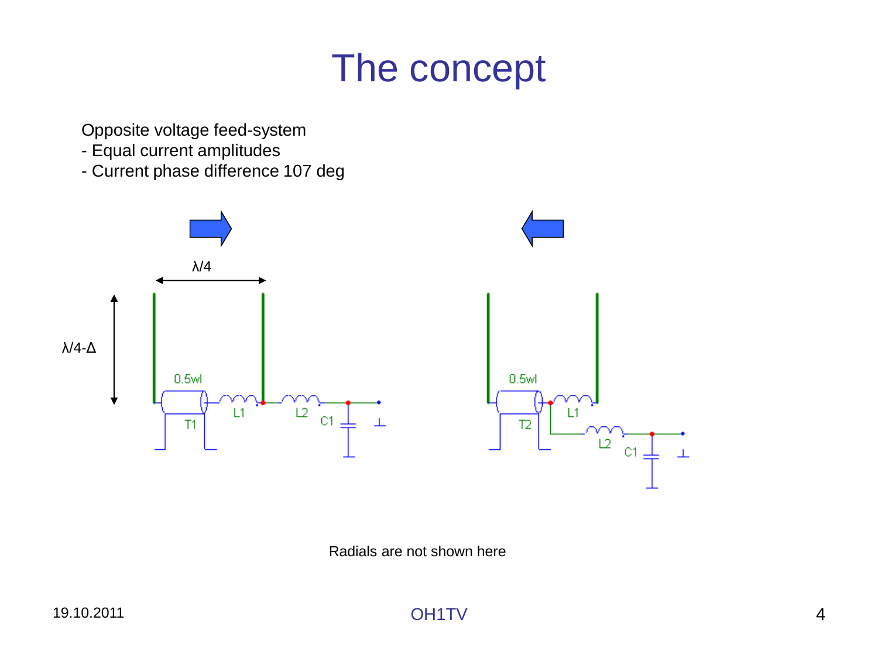# The concept

Opposite voltage feed-system
- Equal current amplitudes
- Current phase difference 107 deg

Radials are not shown here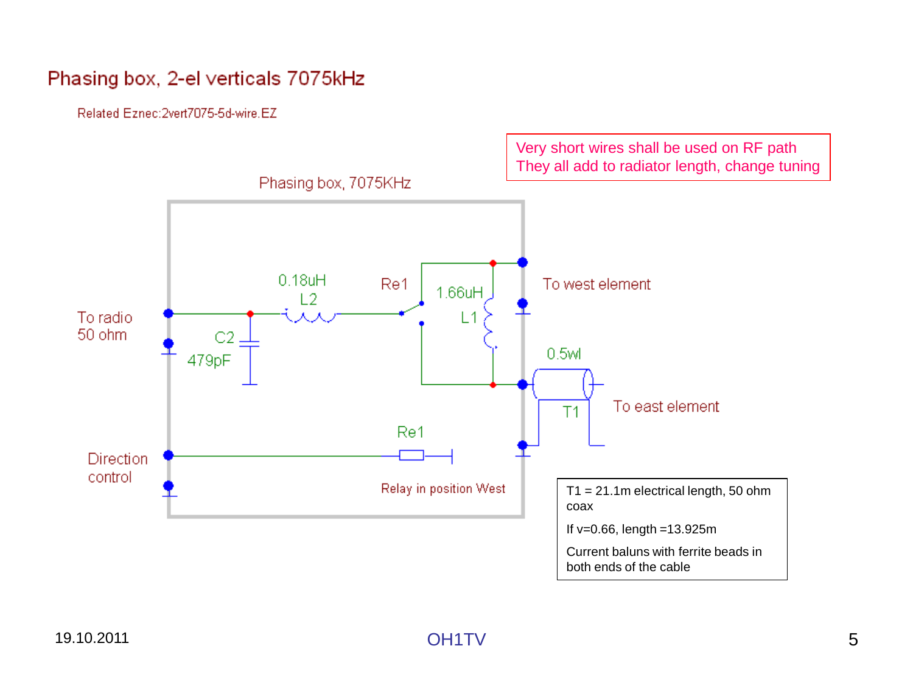# Phasing box, 2-el verticals 7075kHz

Related Eznec:2vert7075-5d-wire.EZ

Very short wires shall be used on RF path
They all add to radiator length, change tuning

Phasing box, 7075KHz

To radio 50 ohm

C2 479pF

0.18uH L2

Re1

1.66uH L1

To west element

0.5wl

T1

To east element

Direction control

Re1

Relay in position West

T1 = 21.1m electrical length, 50 ohm coax

If v=0.66, length =13.925m

Current baluns with ferrite beads in both ends of the cable

19.10.2011

OH1TV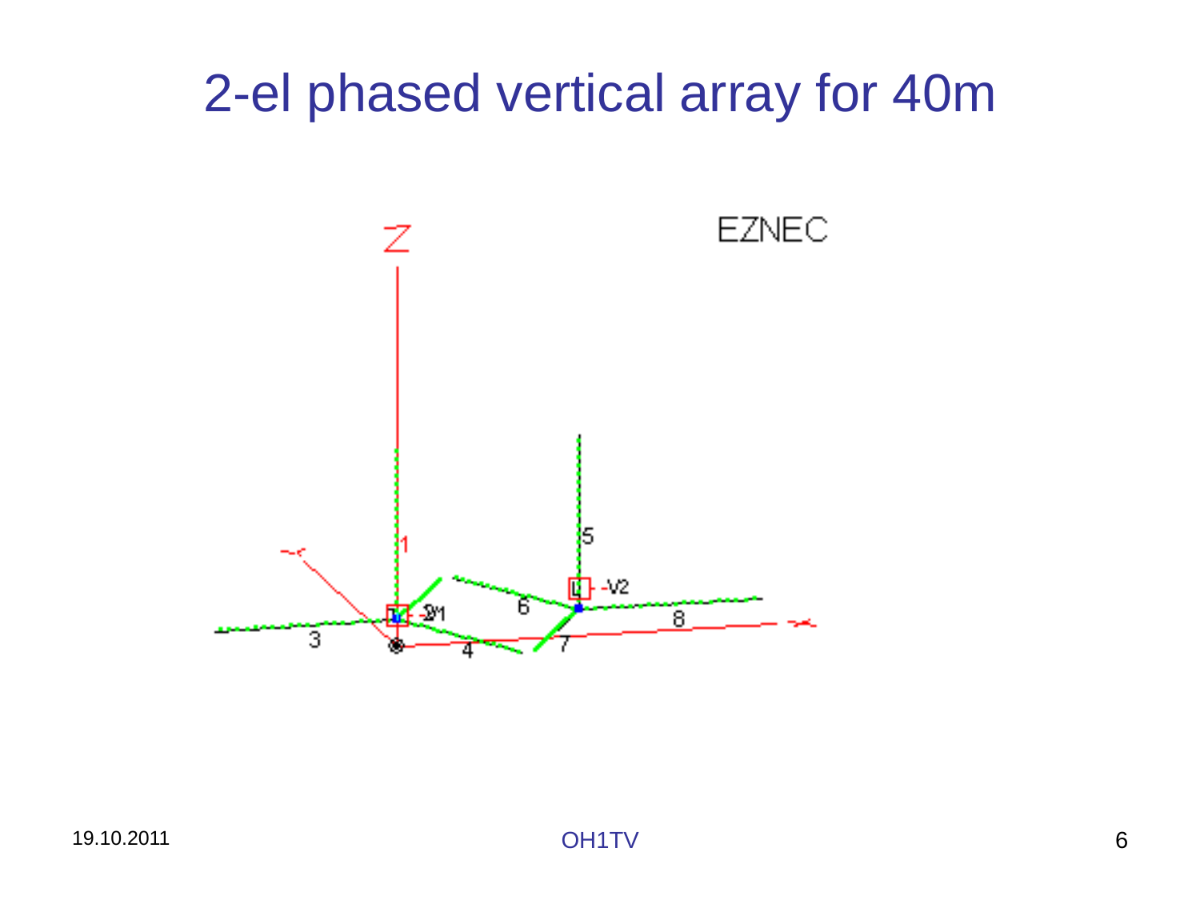# 2-el phased vertical array for 40m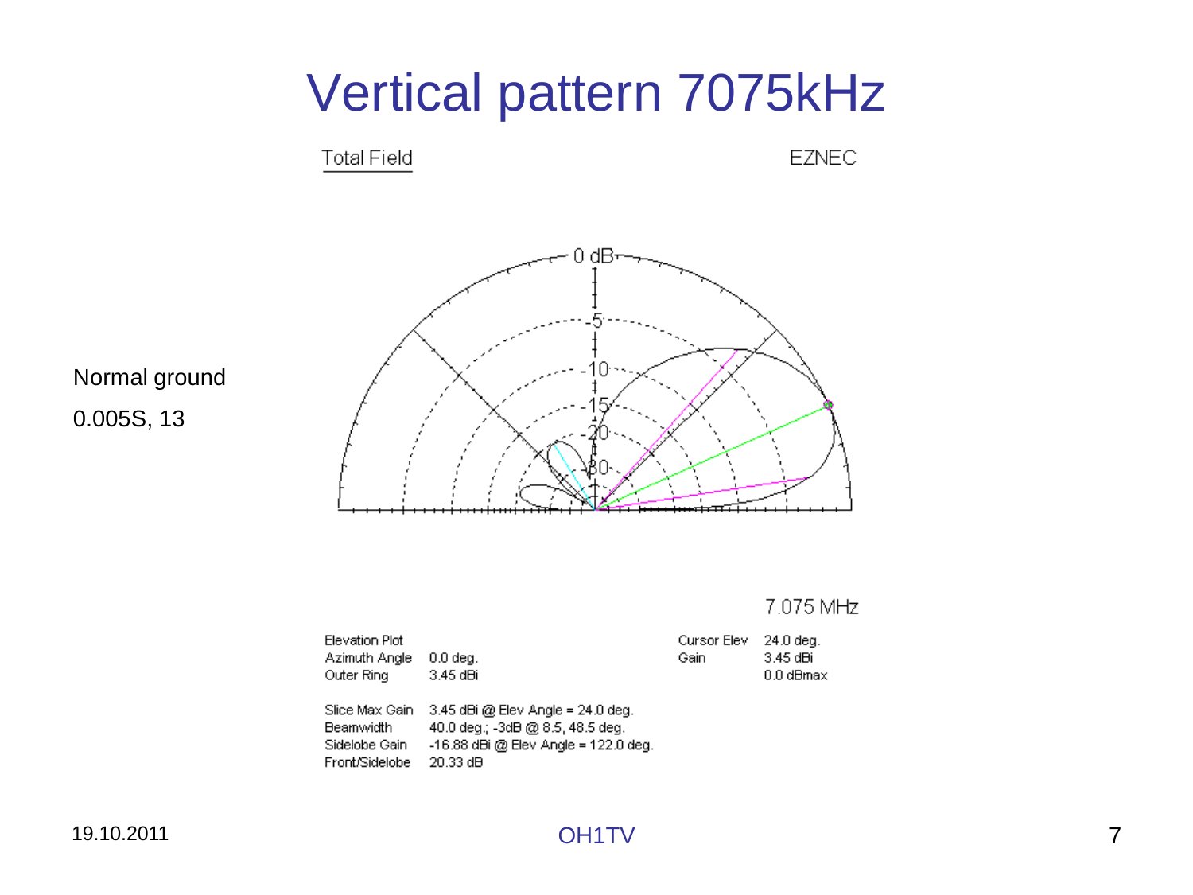# Vertical pattern 7075kHz

Normal ground

0.005S, 13

Total Field — EZNEC

7.075 MHz

| | |
|---|---|
| Elevation Plot | |
| Azimuth Angle | 0.0 deg. |
| Outer Ring | 3.45 dBi |

| | |
|---|---|
| Cursor Elev | 24.0 deg. |
| Gain | 3.45 dBi |
| | 0.0 dBmax |

| | |
|---|---|
| Slice Max Gain | 3.45 dBi @ Elev Angle = 24.0 deg. |
| Beamwidth | 40.0 deg.; -3dB @ 8.5, 48.5 deg. |
| Sidelobe Gain | -16.88 dBi @ Elev Angle = 122.0 deg. |
| Front/Sidelobe | 20.33 dB |

19.10.2011

OH1TV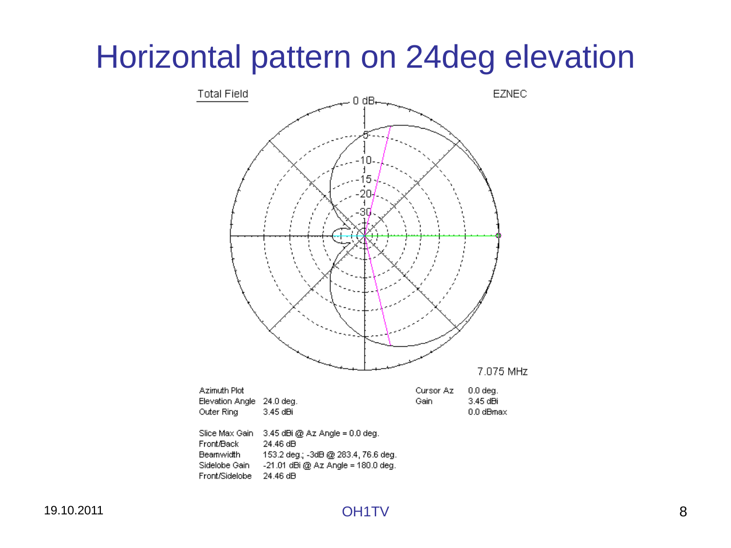# Horizontal pattern on 24deg elevation

Total Field

EZNEC

0 dB

-5

-10

-15

-20

-30

7.075 MHz

| Azimuth Plot | | Cursor Az | 0.0 deg. |
|---|---|---|---|
| Elevation Angle | 24.0 deg. | Gain | 3.45 dBi |
| Outer Ring | 3.45 dBi | | 0.0 dBmax |

| | |
|---|---|
| Slice Max Gain | 3.45 dBi @ Az Angle = 0.0 deg. |
| Front/Back | 24.46 dB |
| Beamwidth | 153.2 deg.; -3dB @ 283.4, 76.6 deg. |
| Sidelobe Gain | -21.01 dBi @ Az Angle = 180.0 deg. |
| Front/Sidelobe | 24.46 dB |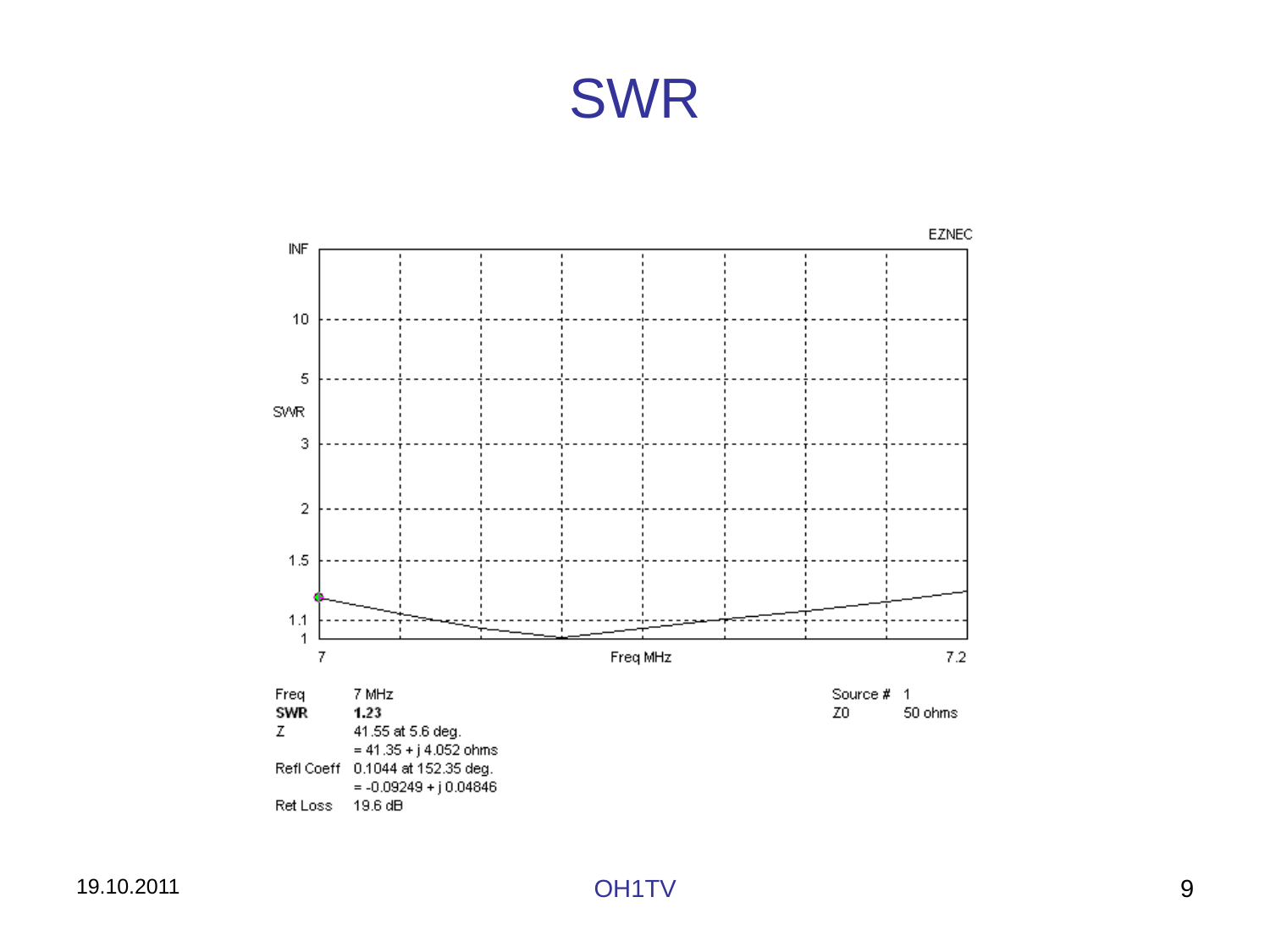# SWR

EZNEC

| Freq | 7 MHz |
|---|---|
| **SWR** | **1.23** |
| Z | 41.55 at 5.6 deg. |
| | = 41.35 + j 4.052 ohms |
| Refl Coeff | 0.1044 at 152.35 deg. |
| | = -0.09249 + j 0.04846 |
| Ret Loss | 19.6 dB |

| Source # | 1 |
|---|---|
| Z0 | 50 ohms |

19.10.2011

OH1TV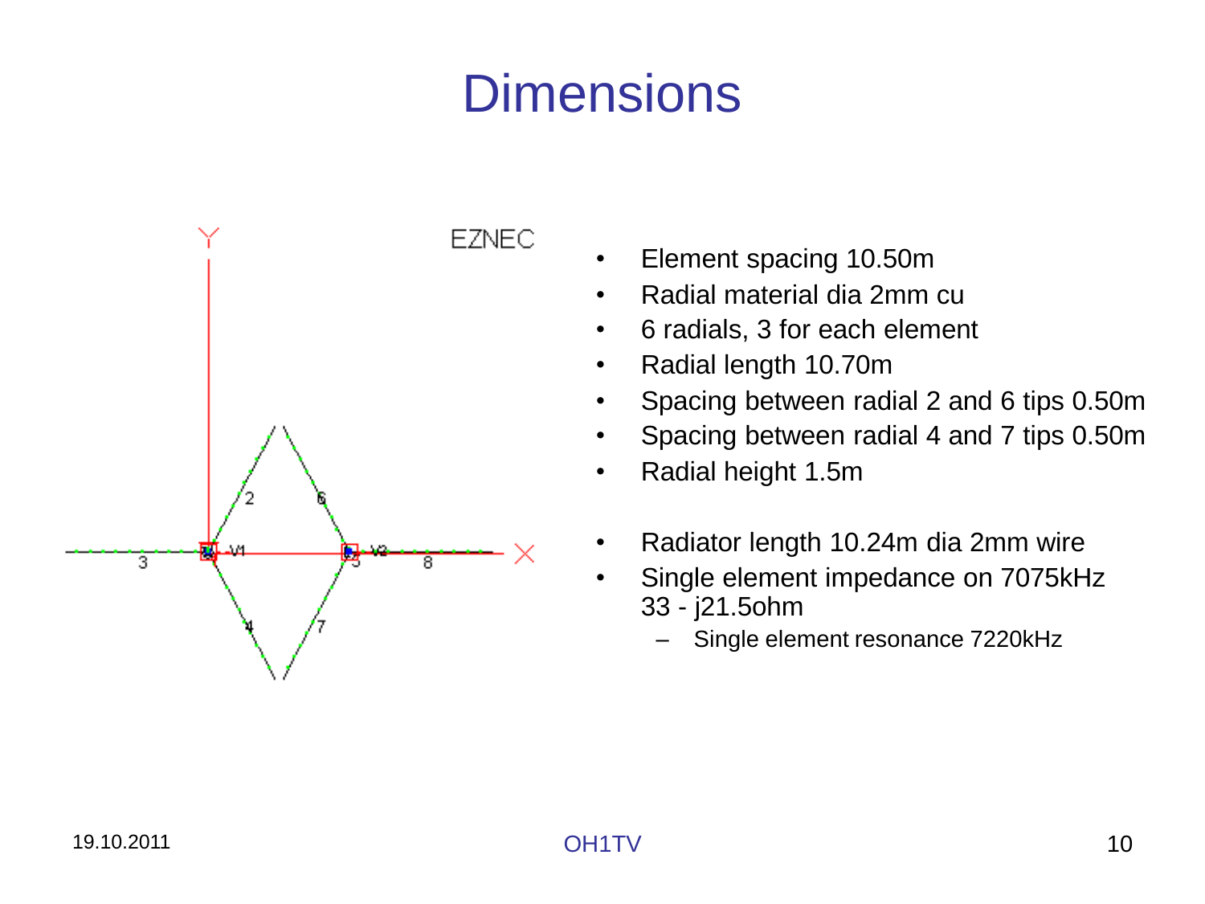# Dimensions

- Element spacing 10.50m
- Radial material dia 2mm cu
- 6 radials, 3 for each element
- Radial length 10.70m
- Spacing between radial 2 and 6 tips 0.50m
- Spacing between radial 4 and 7 tips 0.50m
- Radial height 1.5m

- Radiator length 10.24m dia 2mm wire
- Single element impedance on 7075kHz 33 - j21.5ohm
  - Single element resonance 7220kHz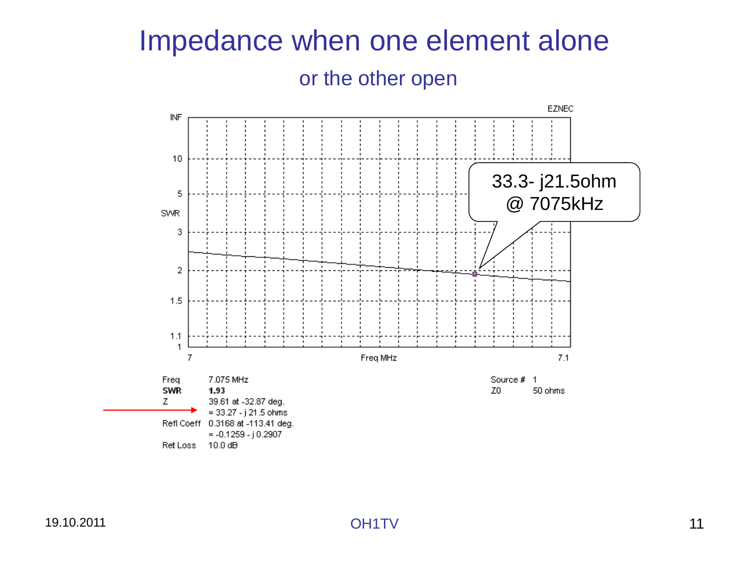# Impedance when one element alone

## or the other open

EZNEC

33.3- j21.5ohm @ 7075kHz

| | | | |
|---|---|---|---|
| Freq | 7.075 MHz | Source # | 1 |
| **SWR** | **1.93** | Z0 | 50 ohms |
| Z | 39.61 at -32.87 deg. | | |
| | = 33.27 - j 21.5 ohms | | |
| Refl Coeff | 0.3168 at -113.41 deg. | | |
| | = -0.1259 - j 0.2907 | | |
| Ret Loss | 10.0 dB | | |

19.10.2011

OH1TV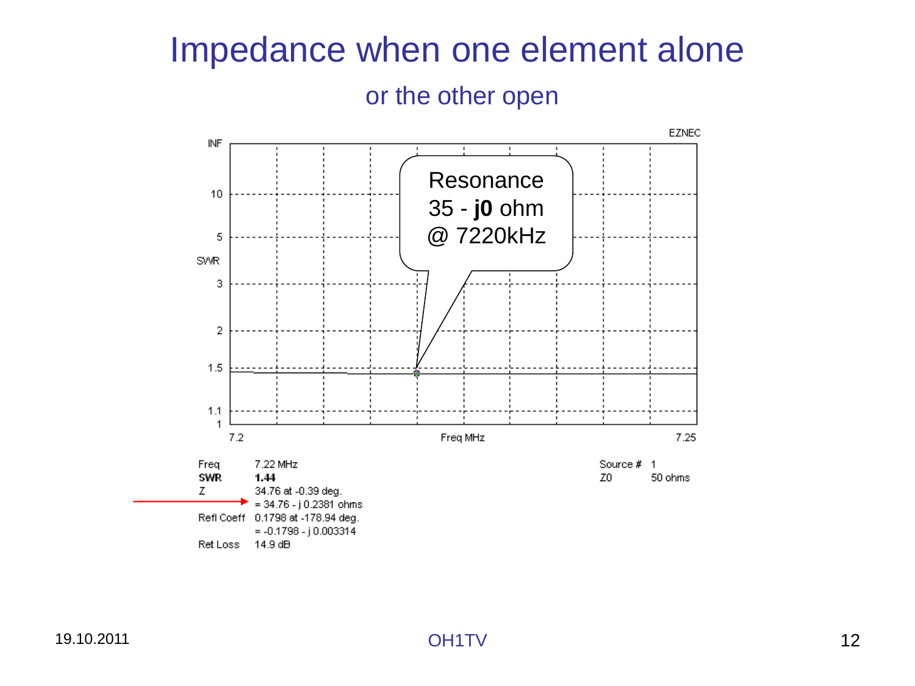# Impedance when one element alone

## or the other open

Resonance
35 - **j0** ohm
@ 7220kHz

| | |
|---|---|
| Freq | 7.22 MHz |
| **SWR** | **1.44** |
| Z | 34.76 at -0.39 deg. |
| | = 34.76 - j 0.2381 ohms |
| Refl Coeff | 0.1798 at -178.94 deg. |
| | = -0.1798 - j 0.003314 |
| Ret Loss | 14.9 dB |

Source # 1
Z0 50 ohms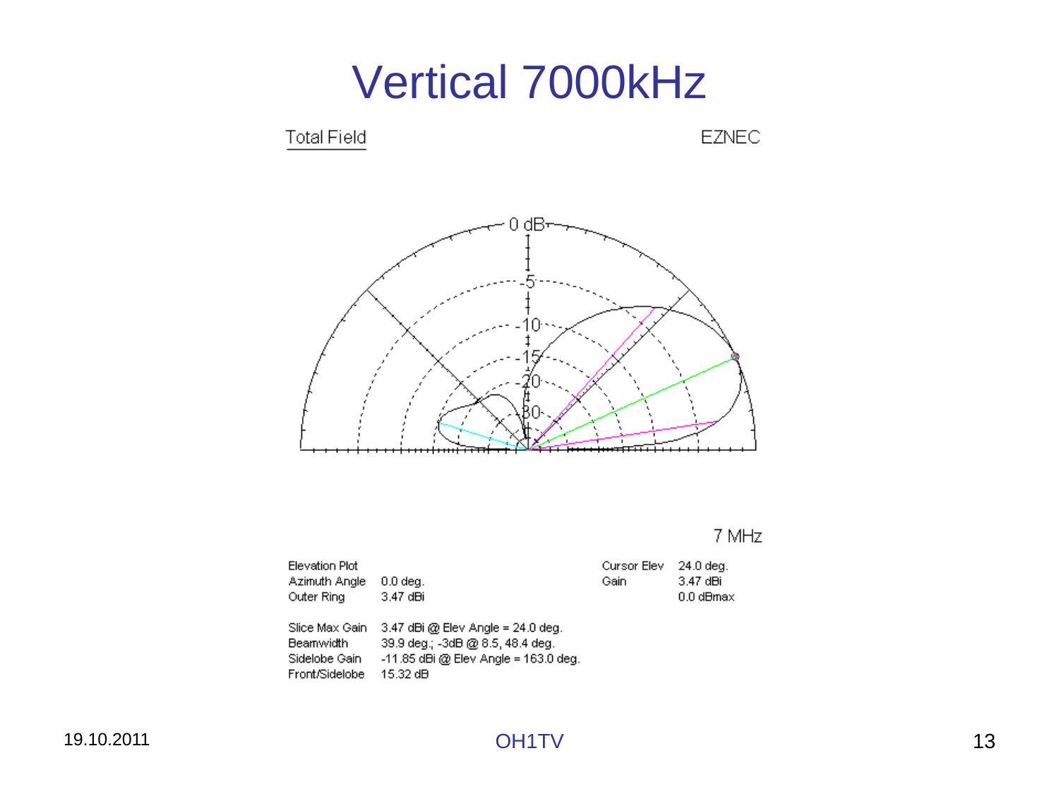# Vertical 7000kHz

Total Field

EZNEC

0 dB

-5

-10

-15

-20

-30

7 MHz

| | |
|---|---|
| Elevation Plot | |
| Azimuth Angle | 0.0 deg. |
| Outer Ring | 3.47 dBi |

| | |
|---|---|
| Cursor Elev | 24.0 deg. |
| Gain | 3.47 dBi |
| | 0.0 dBmax |

| | |
|---|---|
| Slice Max Gain | 3.47 dBi @ Elev Angle = 24.0 deg. |
| Beamwidth | 39.9 deg.; -3dB @ 8.5, 48.4 deg. |
| Sidelobe Gain | -11.85 dBi @ Elev Angle = 163.0 deg. |
| Front/Sidelobe | 15.32 dB |

19.10.2011

OH1TV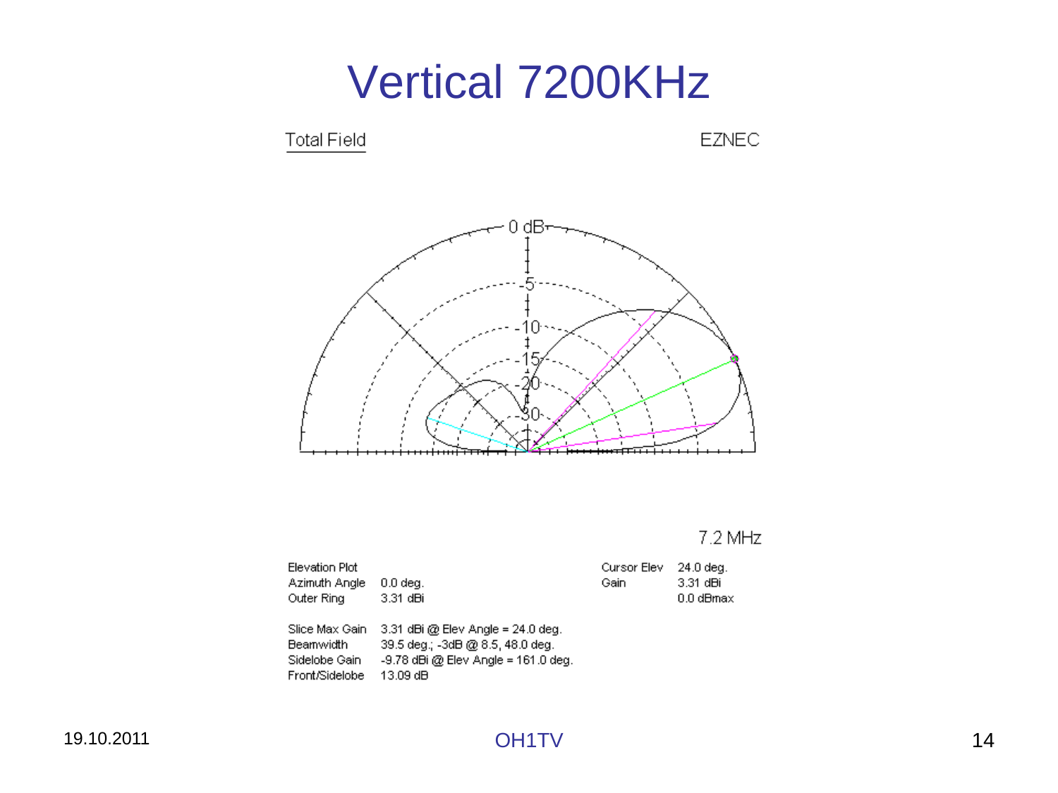# Vertical 7200KHz

Total Field

EZNEC

0 dB

-5

-10

-15

-20

-30

7.2 MHz

| | | | |
|---|---|---|---|
| Elevation Plot | | Cursor Elev | 24.0 deg. |
| Azimuth Angle | 0.0 deg. | Gain | 3.31 dBi |
| Outer Ring | 3.31 dBi | | 0.0 dBmax |

| | |
|---|---|
| Slice Max Gain | 3.31 dBi @ Elev Angle = 24.0 deg. |
| Beamwidth | 39.5 deg.; -3dB @ 8.5, 48.0 deg. |
| Sidelobe Gain | -9.78 dBi @ Elev Angle = 161.0 deg. |
| Front/Sidelobe | 13.09 dB |

19.10.2011

OH1TV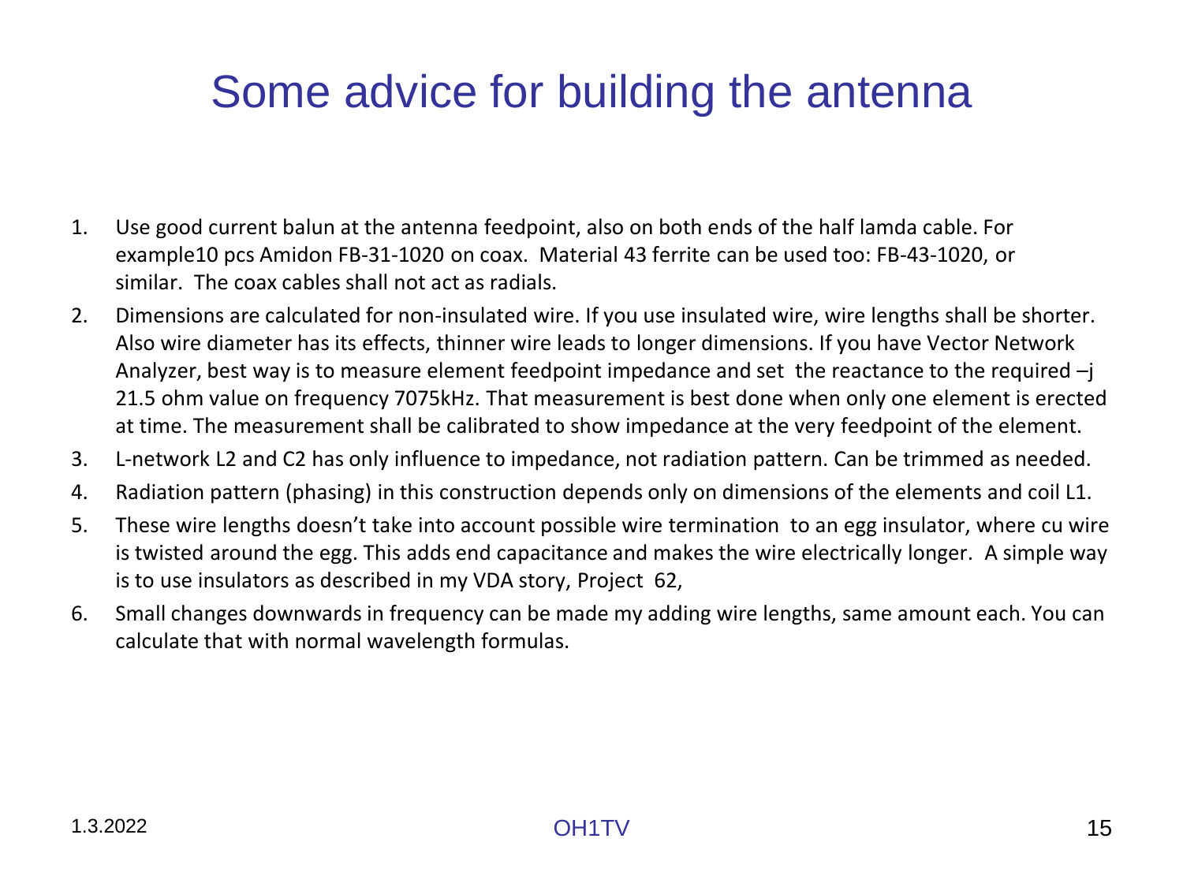# Some advice for building the antenna

1. Use good current balun at the antenna feedpoint, also on both ends of the half lamda cable. For example10 pcs Amidon FB-31-1020 on coax. Material 43 ferrite can be used too: FB-43-1020, or similar. The coax cables shall not act as radials.
2. Dimensions are calculated for non-insulated wire. If you use insulated wire, wire lengths shall be shorter. Also wire diameter has its effects, thinner wire leads to longer dimensions. If you have Vector Network Analyzer, best way is to measure element feedpoint impedance and set the reactance to the required –j 21.5 ohm value on frequency 7075kHz. That measurement is best done when only one element is erected at time. The measurement shall be calibrated to show impedance at the very feedpoint of the element.
3. L-network L2 and C2 has only influence to impedance, not radiation pattern. Can be trimmed as needed.
4. Radiation pattern (phasing) in this construction depends only on dimensions of the elements and coil L1.
5. These wire lengths doesn't take into account possible wire termination to an egg insulator, where cu wire is twisted around the egg. This adds end capacitance and makes the wire electrically longer. A simple way is to use insulators as described in my VDA story, Project 62,
6. Small changes downwards in frequency can be made my adding wire lengths, same amount each. You can calculate that with normal wavelength formulas.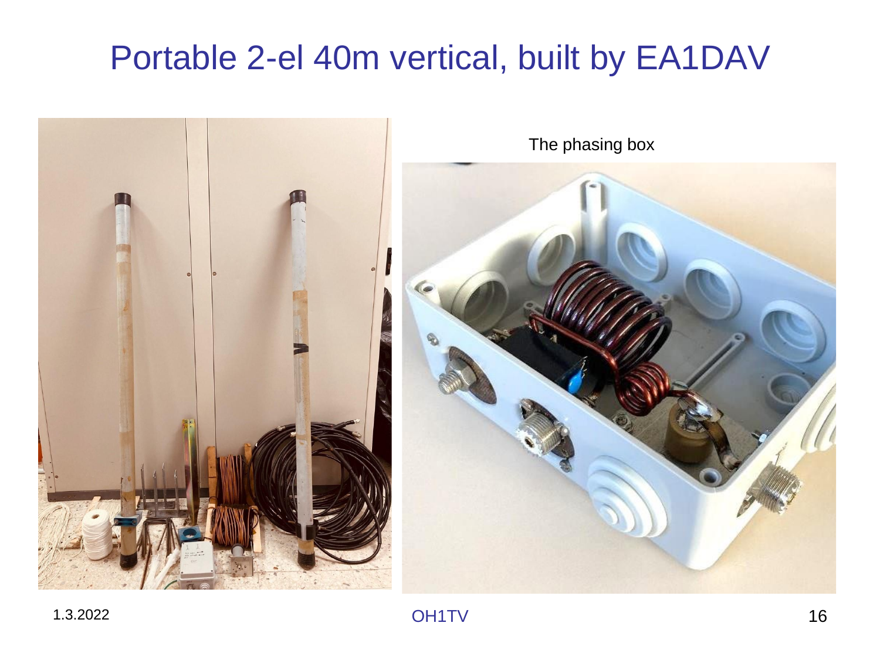# Portable 2-el 40m vertical, built by EA1DAV

The phasing box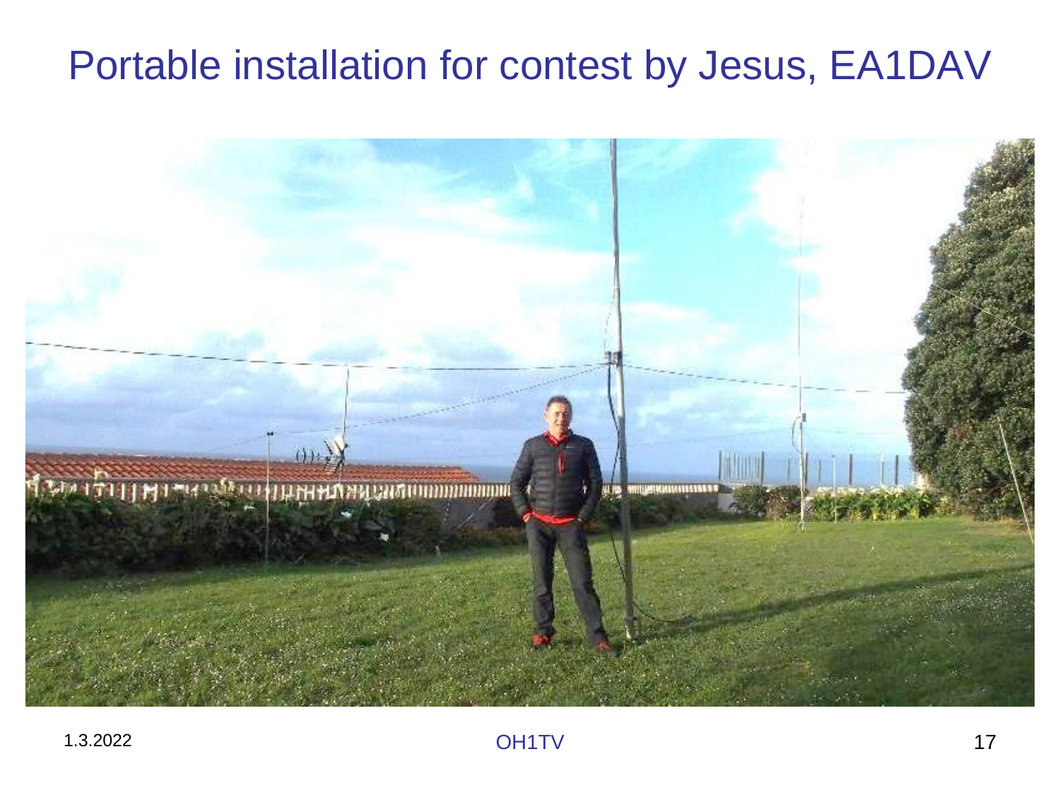# Portable installation for contest by Jesus, EA1DAV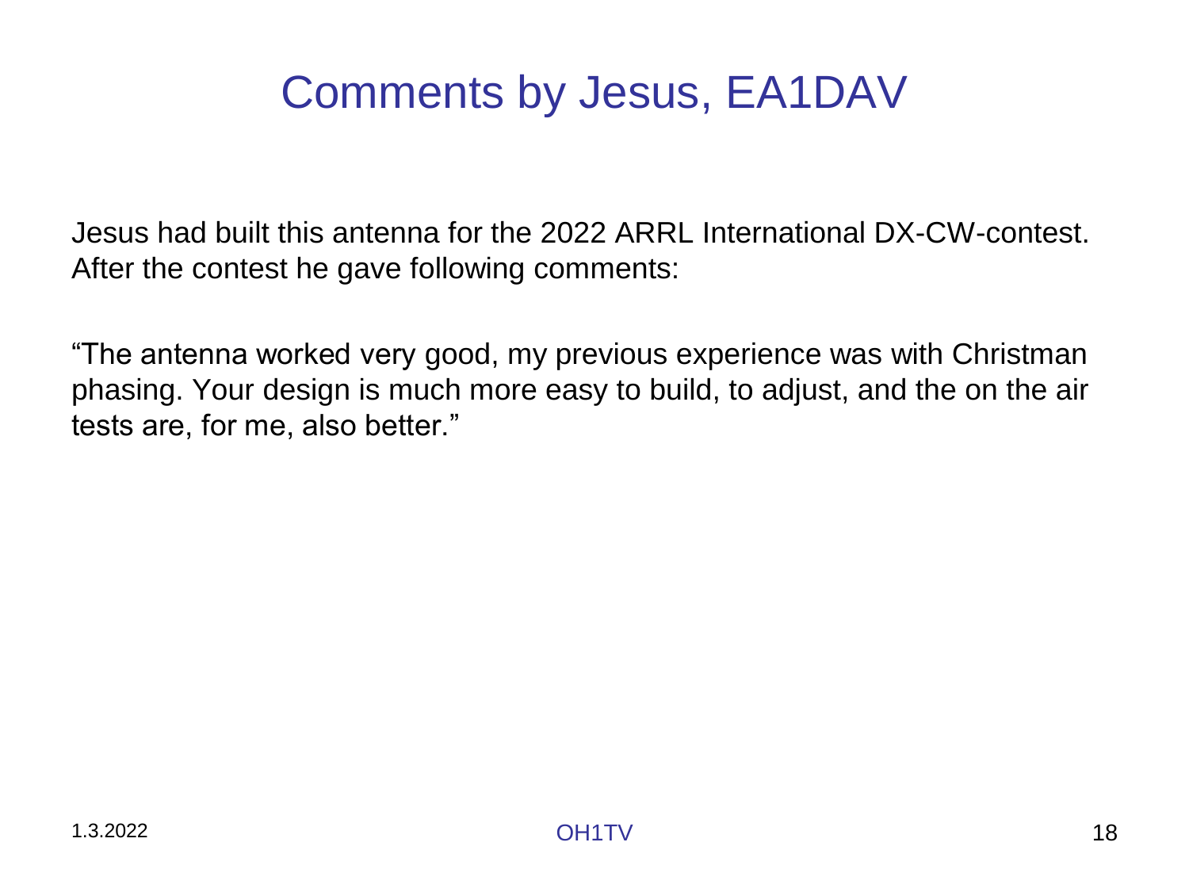# Comments by Jesus, EA1DAV

Jesus had built this antenna for the 2022 ARRL International DX-CW-contest. After the contest he gave following comments:

"The antenna worked very good, my previous experience was with Christman phasing. Your design is much more easy to build, to adjust, and the on the air tests are, for me, also better."